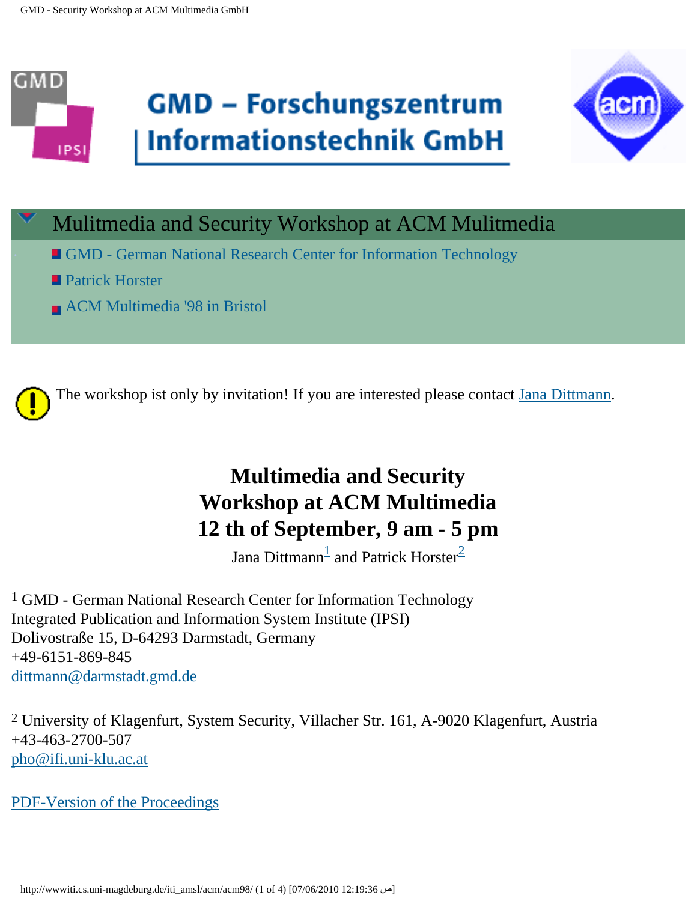GMD – Forschungszentrum Informationstechnik GmbH

## Mulitmedia and Security Workshop at ACM Mulitmedia

- GMD - German National Research Center for Information Technology
- Patrick Horster
- ACM Multimedia '98 in Bristol

The workshop ist only by invitation! If you are interested please contact Jana Dittmann.

# Multimedia and Security Workshop at ACM Multimedia 12 th of September, 9 am - 5 pm

Jana Dittmann[1] and Patrick Horster[2]

[1] GMD - German National Research Center for Information Technology
Integrated Publication and Information System Institute (IPSI)
Dolivostraße 15, D-64293 Darmstadt, Germany
+49-6151-869-845
dittmann@darmstadt.gmd.de

[2] University of Klagenfurt, System Security, Villacher Str. 161, A-9020 Klagenfurt, Austria
+43-463-2700-507
pho@ifi.uni-klu.ac.at

PDF-Version of the Proceedings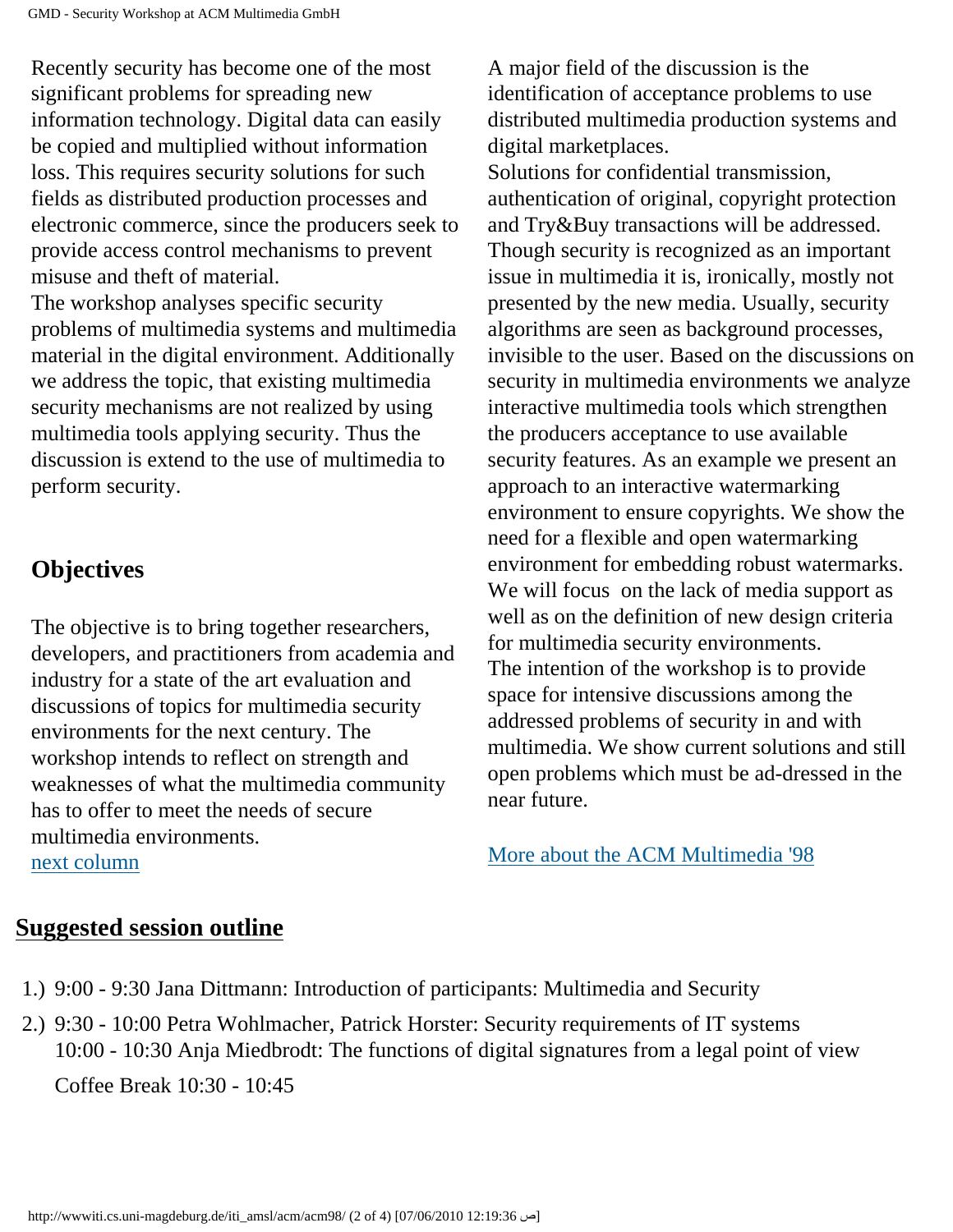Recently security has become one of the most significant problems for spreading new information technology. Digital data can easily be copied and multiplied without information loss. This requires security solutions for such fields as distributed production processes and electronic commerce, since the producers seek to provide access control mechanisms to prevent misuse and theft of material.
The workshop analyses specific security problems of multimedia systems and multimedia material in the digital environment. Additionally we address the topic, that existing multimedia security mechanisms are not realized by using multimedia tools applying security. Thus the discussion is extend to the use of multimedia to perform security.

## Objectives

The objective is to bring together researchers, developers, and practitioners from academia and industry for a state of the art evaluation and discussions of topics for multimedia security environments for the next century. The workshop intends to reflect on strength and weaknesses of what the multimedia community has to offer to meet the needs of secure multimedia environments.
next column

A major field of the discussion is the identification of acceptance problems to use distributed multimedia production systems and digital marketplaces.
Solutions for confidential transmission, authentication of original, copyright protection and Try&Buy transactions will be addressed. Though security is recognized as an important issue in multimedia it is, ironically, mostly not presented by the new media. Usually, security algorithms are seen as background processes, invisible to the user. Based on the discussions on security in multimedia environments we analyze interactive multimedia tools which strengthen the producers acceptance to use available security features. As an example we present an approach to an interactive watermarking environment to ensure copyrights. We show the need for a flexible and open watermarking environment for embedding robust watermarks. We will focus on the lack of media support as well as on the definition of new design criteria for multimedia security environments.
The intention of the workshop is to provide space for intensive discussions among the addressed problems of security in and with multimedia. We show current solutions and still open problems which must be ad-dressed in the near future.

More about the ACM Multimedia '98

## Suggested session outline

1.) 9:00 - 9:30 Jana Dittmann: Introduction of participants: Multimedia and Security
2.) 9:30 - 10:00 Petra Wohlmacher, Patrick Horster: Security requirements of IT systems
10:00 - 10:30 Anja Miedbrodt: The functions of digital signatures from a legal point of view

Coffee Break 10:30 - 10:45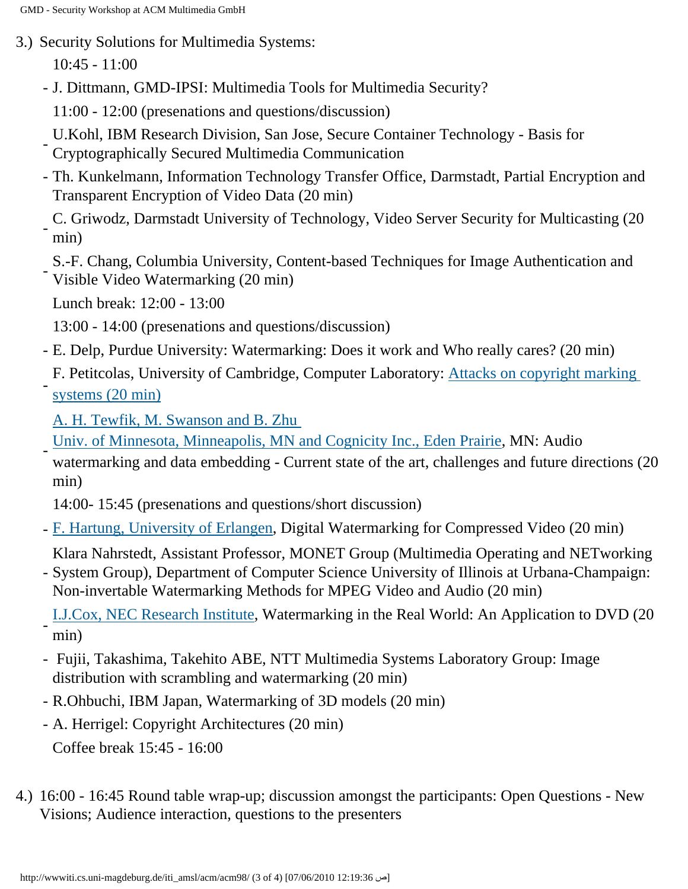3.) Security Solutions for Multimedia Systems:

10:45 - 11:00

- J. Dittmann, GMD-IPSI: Multimedia Tools for Multimedia Security?

11:00 - 12:00 (presenations and questions/discussion)

- U.Kohl, IBM Research Division, San Jose, Secure Container Technology - Basis for Cryptographically Secured Multimedia Communication
- Th. Kunkelmann, Information Technology Transfer Office, Darmstadt, Partial Encryption and Transparent Encryption of Video Data (20 min)
- C. Griwodz, Darmstadt University of Technology, Video Server Security for Multicasting (20 min)
- S.-F. Chang, Columbia University, Content-based Techniques for Image Authentication and Visible Video Watermarking (20 min)

Lunch break: 12:00 - 13:00

13:00 - 14:00 (presenations and questions/discussion)

- E. Delp, Purdue University: Watermarking: Does it work and Who really cares? (20 min)
- F. Petitcolas, University of Cambridge, Computer Laboratory: Attacks on copyright marking systems (20 min)
- A. H. Tewfik, M. Swanson and B. Zhu  
  Univ. of Minnesota, Minneapolis, MN and Cognicity Inc., Eden Prairie, MN: Audio watermarking and data embedding - Current state of the art, challenges and future directions (20 min)

14:00- 15:45 (presenations and questions/short discussion)

- F. Hartung, University of Erlangen, Digital Watermarking for Compressed Video (20 min)
- Klara Nahrstedt, Assistant Professor, MONET Group (Multimedia Operating and NETworking System Group), Department of Computer Science University of Illinois at Urbana-Champaign: Non-invertable Watermarking Methods for MPEG Video and Audio (20 min)
- I.J.Cox, NEC Research Institute, Watermarking in the Real World: An Application to DVD (20 min)
- Fujii, Takashima, Takehito ABE, NTT Multimedia Systems Laboratory Group: Image distribution with scrambling and watermarking (20 min)
- R.Ohbuchi, IBM Japan, Watermarking of 3D models (20 min)
- A. Herrigel: Copyright Architectures (20 min)

Coffee break 15:45 - 16:00

4.) 16:00 - 16:45 Round table wrap-up; discussion amongst the participants: Open Questions - New Visions; Audience interaction, questions to the presenters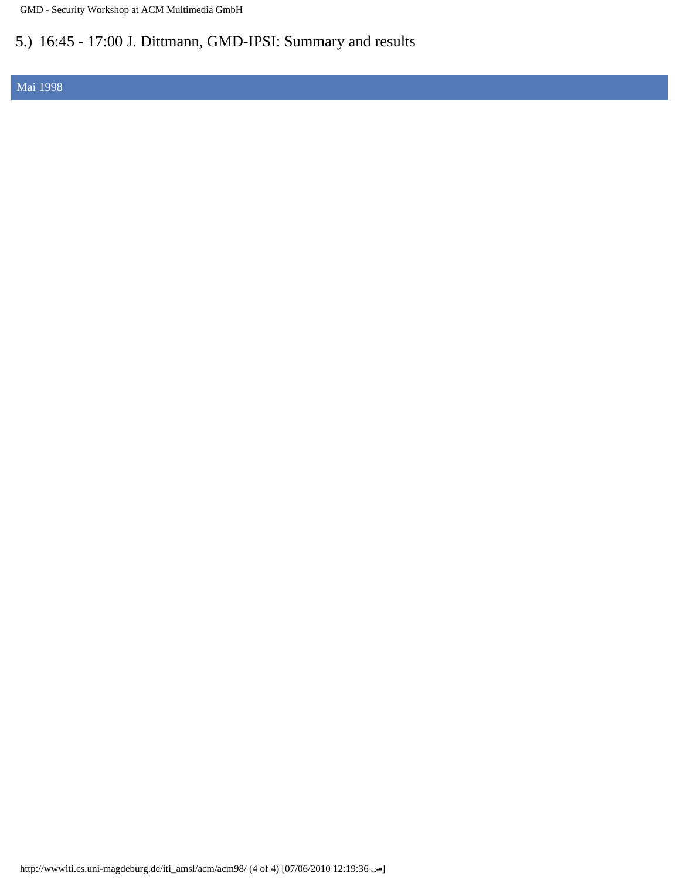5.) 16:45 - 17:00 J. Dittmann, GMD-IPSI: Summary and results

Mai 1998